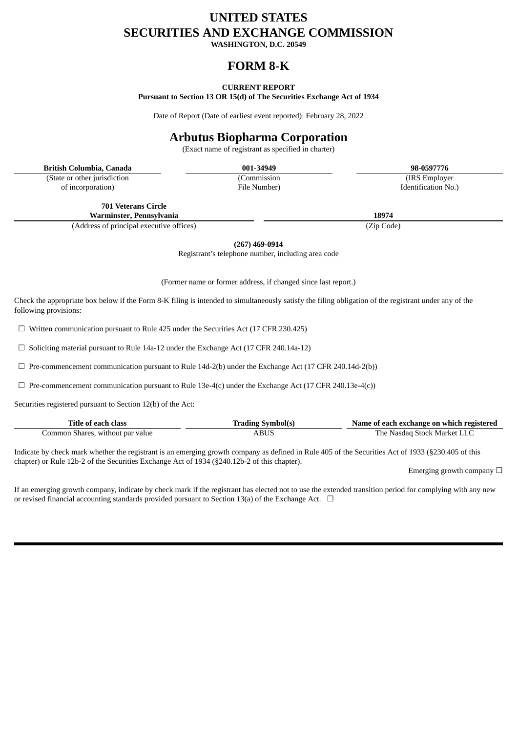# UNITED STATES
# SECURITIES AND EXCHANGE COMMISSION

**WASHINGTON, D.C. 20549**

# FORM 8-K

**CURRENT REPORT**
**Pursuant to Section 13 OR 15(d) of The Securities Exchange Act of 1934**

Date of Report (Date of earliest event reported): February 28, 2022

# Arbutus Biopharma Corporation

(Exact name of registrant as specified in charter)

| **British Columbia, Canada** | **001-34949** | **98-0597776** |
|---|---|---|
| (State or other jurisdiction of incorporation) | (Commission File Number) | (IRS Employer Identification No.) |

| **701 Veterans Circle Warminster, Pennsylvania** | **18974** |
|---|---|
| (Address of principal executive offices) | (Zip Code) |

**(267) 469-0914**
Registrant's telephone number, including area code

(Former name or former address, if changed since last report.)

Check the appropriate box below if the Form 8-K filing is intended to simultaneously satisfy the filing obligation of the registrant under any of the following provisions:

☐ Written communication pursuant to Rule 425 under the Securities Act (17 CFR 230.425)

☐ Soliciting material pursuant to Rule 14a-12 under the Exchange Act (17 CFR 240.14a-12)

☐ Pre-commencement communication pursuant to Rule 14d-2(b) under the Exchange Act (17 CFR 240.14d-2(b))

☐ Pre-commencement communication pursuant to Rule 13e-4(c) under the Exchange Act (17 CFR 240.13e-4(c))

Securities registered pursuant to Section 12(b) of the Act:

| Title of each class | Trading Symbol(s) | Name of each exchange on which registered |
|---|---|---|
| Common Shares, without par value | ABUS | The Nasdaq Stock Market LLC |

Indicate by check mark whether the registrant is an emerging growth company as defined in Rule 405 of the Securities Act of 1933 (§230.405 of this chapter) or Rule 12b-2 of the Securities Exchange Act of 1934 (§240.12b-2 of this chapter).

Emerging growth company ☐

If an emerging growth company, indicate by check mark if the registrant has elected not to use the extended transition period for complying with any new or revised financial accounting standards provided pursuant to Section 13(a) of the Exchange Act. ☐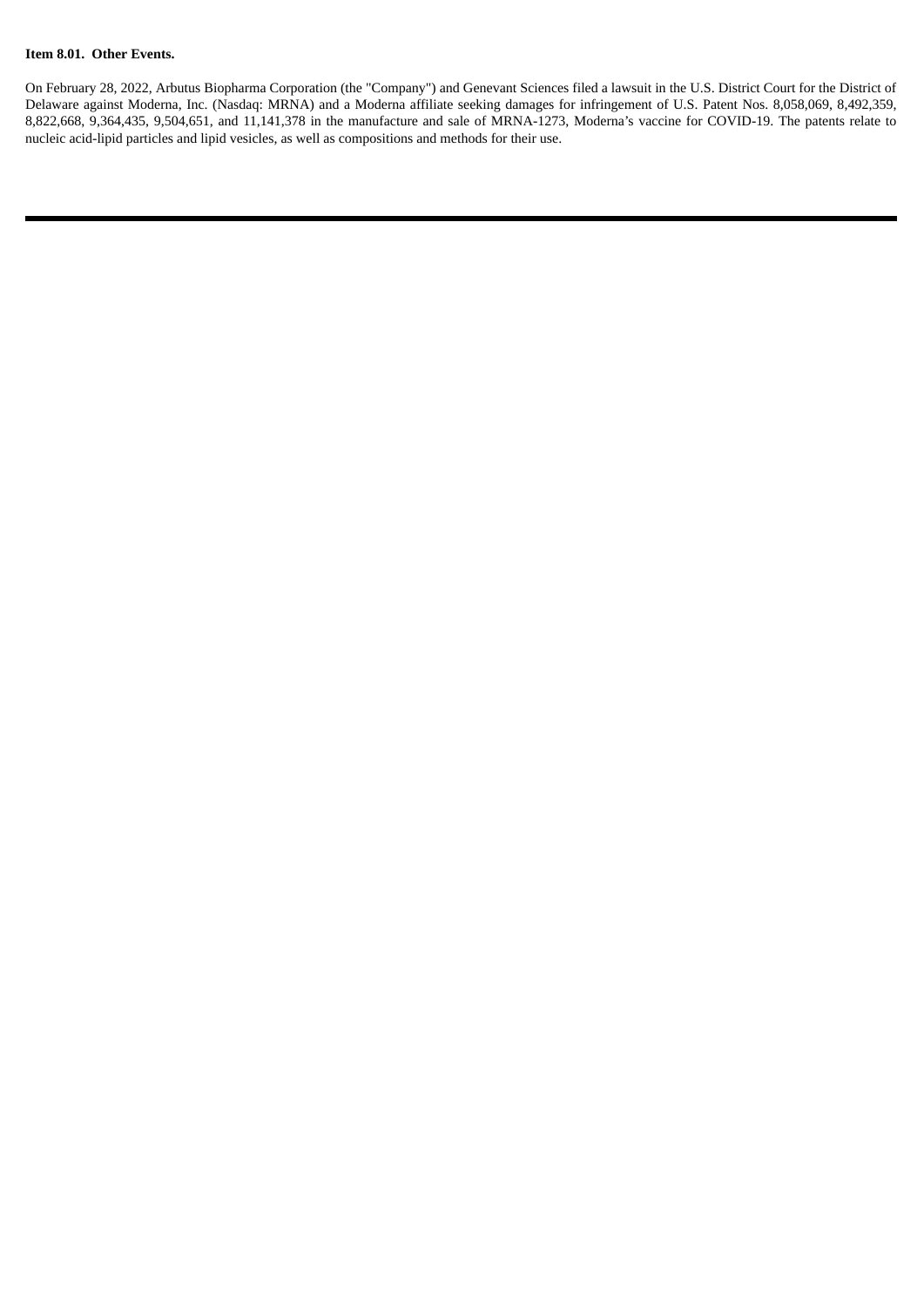**Item 8.01. Other Events.**

On February 28, 2022, Arbutus Biopharma Corporation (the "Company") and Genevant Sciences filed a lawsuit in the U.S. District Court for the District of Delaware against Moderna, Inc. (Nasdaq: MRNA) and a Moderna affiliate seeking damages for infringement of U.S. Patent Nos. 8,058,069, 8,492,359, 8,822,668, 9,364,435, 9,504,651, and 11,141,378 in the manufacture and sale of MRNA-1273, Moderna's vaccine for COVID-19. The patents relate to nucleic acid-lipid particles and lipid vesicles, as well as compositions and methods for their use.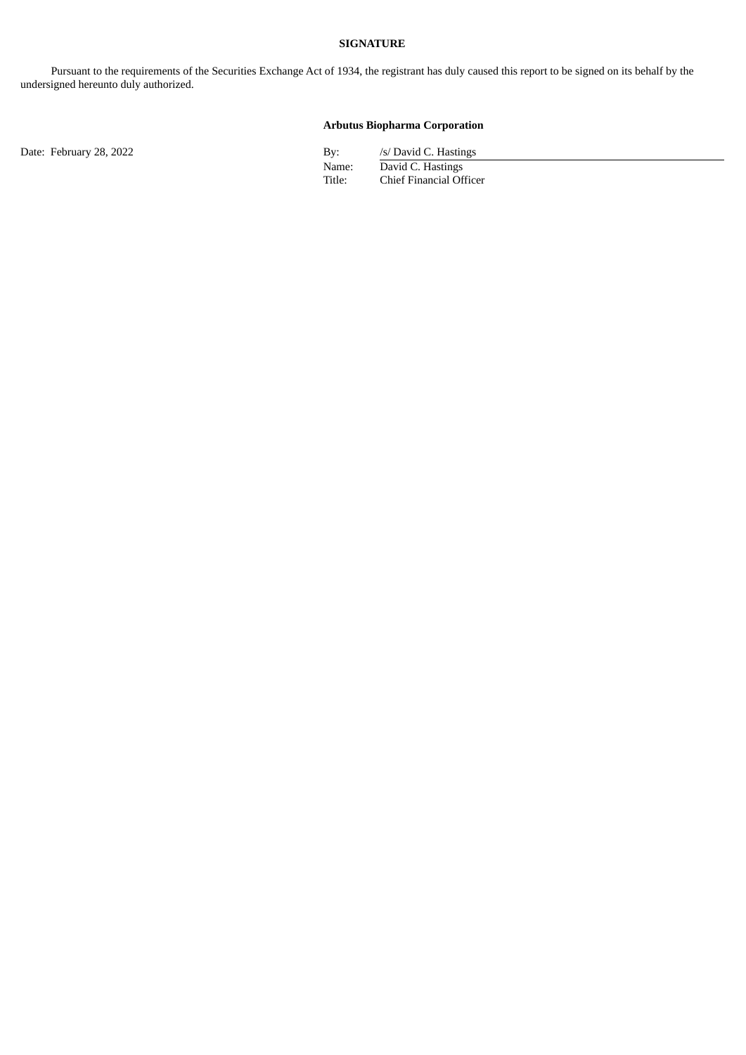**SIGNATURE**

Pursuant to the requirements of the Securities Exchange Act of 1934, the registrant has duly caused this report to be signed on its behalf by the undersigned hereunto duly authorized.

**Arbutus Biopharma Corporation**

| | | |
|---|---|---|
| Date: February 28, 2022 | By: | /s/ David C. Hastings |
| | Name: | David C. Hastings |
| | Title: | Chief Financial Officer |